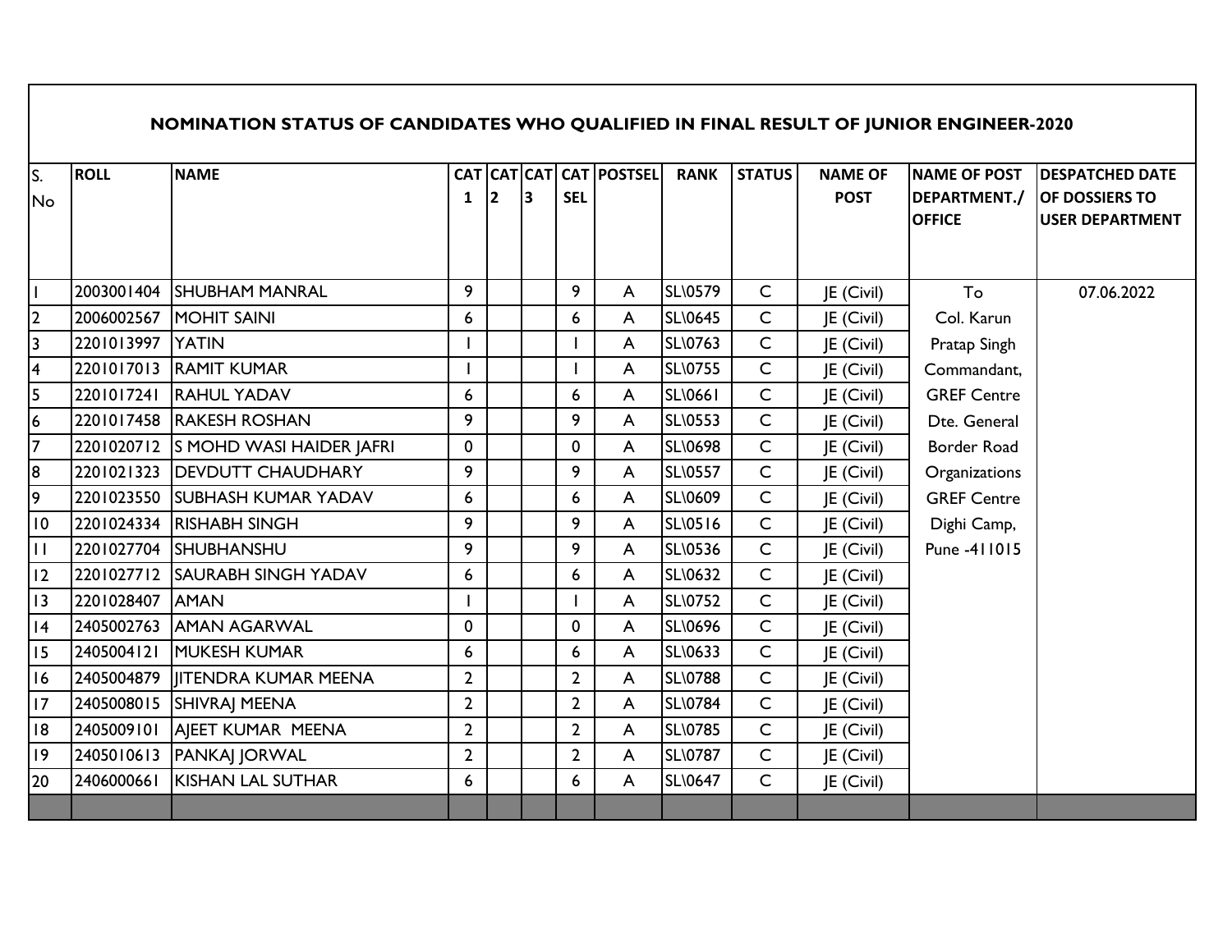## NOMINATION STATUS OF CANDIDATES WHO QUALIFIED IN FINAL RESULT OF JUNIOR ENGINEER-2020

| S. No | ROLL | NAME | CAT 1 | CAT 2 | CAT 3 | CAT SEL | POSTSEL | RANK | STATUS | NAME OF POST | NAME OF POST DEPARTMENT./ OFFICE | DESPATCHED DATE OF DOSSIERS TO USER DEPARTMENT |
|---|---|---|---|---|---|---|---|---|---|---|---|---|
| 1 | 2003001404 | SHUBHAM MANRAL | 9 | | | 9 | A | SL\0579 | C | JE (Civil) | To Col. Karun Pratap Singh Commandant, GREF Centre Dte. General Border Road Organizations GREF Centre Dighi Camp, Pune -411015 | 07.06.2022 |
| 2 | 2006002567 | MOHIT SAINI | 6 | | | 6 | A | SL\0645 | C | JE (Civil) | | |
| 3 | 2201013997 | YATIN | 1 | | | 1 | A | SL\0763 | C | JE (Civil) | | |
| 4 | 2201017013 | RAMIT KUMAR | 1 | | | 1 | A | SL\0755 | C | JE (Civil) | | |
| 5 | 2201017241 | RAHUL YADAV | 6 | | | 6 | A | SL\0661 | C | JE (Civil) | | |
| 6 | 2201017458 | RAKESH ROSHAN | 9 | | | 9 | A | SL\0553 | C | JE (Civil) | | |
| 7 | 2201020712 | S MOHD WASI HAIDER JAFRI | 0 | | | 0 | A | SL\0698 | C | JE (Civil) | | |
| 8 | 2201021323 | DEVDUTT CHAUDHARY | 9 | | | 9 | A | SL\0557 | C | JE (Civil) | | |
| 9 | 2201023550 | SUBHASH KUMAR YADAV | 6 | | | 6 | A | SL\0609 | C | JE (Civil) | | |
| 10 | 2201024334 | RISHABH SINGH | 9 | | | 9 | A | SL\0516 | C | JE (Civil) | | |
| 11 | 2201027704 | SHUBHANSHU | 9 | | | 9 | A | SL\0536 | C | JE (Civil) | | |
| 12 | 2201027712 | SAURABH SINGH YADAV | 6 | | | 6 | A | SL\0632 | C | JE (Civil) | | |
| 13 | 2201028407 | AMAN | 1 | | | 1 | A | SL\0752 | C | JE (Civil) | | |
| 14 | 2405002763 | AMAN AGARWAL | 0 | | | 0 | A | SL\0696 | C | JE (Civil) | | |
| 15 | 2405004121 | MUKESH KUMAR | 6 | | | 6 | A | SL\0633 | C | JE (Civil) | | |
| 16 | 2405004879 | JITENDRA KUMAR MEENA | 2 | | | 2 | A | SL\0788 | C | JE (Civil) | | |
| 17 | 2405008015 | SHIVRAJ MEENA | 2 | | | 2 | A | SL\0784 | C | JE (Civil) | | |
| 18 | 2405009101 | AJEET KUMAR MEENA | 2 | | | 2 | A | SL\0785 | C | JE (Civil) | | |
| 19 | 2405010613 | PANKAJ JORWAL | 2 | | | 2 | A | SL\0787 | C | JE (Civil) | | |
| 20 | 2406000661 | KISHAN LAL SUTHAR | 6 | | | 6 | A | SL\0647 | C | JE (Civil) | | |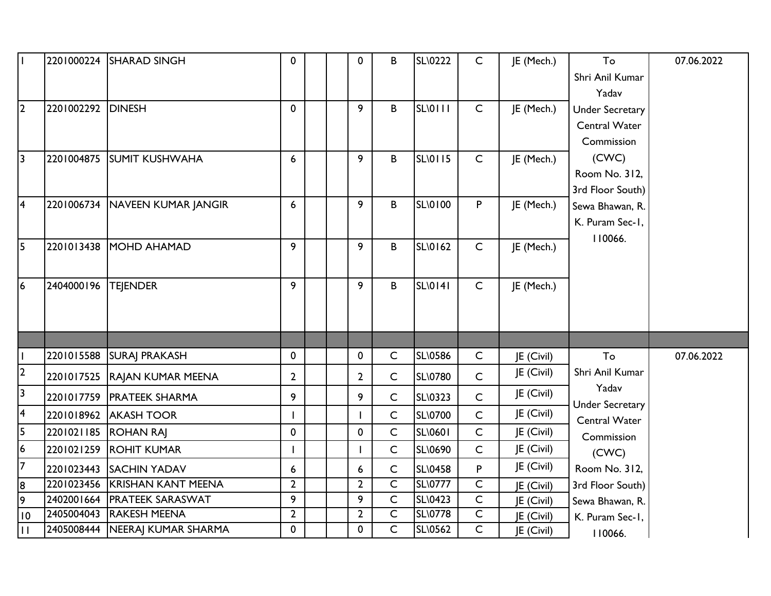| | | | | | | | | | | | | |
|---|---|---|---|---|---|---|---|---|---|---|---|---|
| 1 | 2201000224 | SHARAD SINGH | 0 | | | 0 | B | SL\0222 | C | JE (Mech.) | To Shri Anil Kumar Yadav Under Secretary Central Water Commission (CWC) Room No. 312, 3rd Floor South) Sewa Bhawan, R. K. Puram Sec-1, 110066. | 07.06.2022 |
| 2 | 2201002292 | DINESH | 0 | | | 9 | B | SL\0111 | C | JE (Mech.) | | |
| 3 | 2201004875 | SUMIT KUSHWAHA | 6 | | | 9 | B | SL\0115 | C | JE (Mech.) | | |
| 4 | 2201006734 | NAVEEN KUMAR JANGIR | 6 | | | 9 | B | SL\0100 | P | JE (Mech.) | | |
| 5 | 2201013438 | MOHD AHAMAD | 9 | | | 9 | B | SL\0162 | C | JE (Mech.) | | |
| 6 | 2404000196 | TEJENDER | 9 | | | 9 | B | SL\0141 | C | JE (Mech.) | | |
| | | | | | | | | | | | | |
| 1 | 2201015588 | SURAJ PRAKASH | 0 | | | 0 | C | SL\0586 | C | JE (Civil) | To Shri Anil Kumar Yadav Under Secretary Central Water Commission (CWC) Room No. 312, 3rd Floor South) Sewa Bhawan, R. K. Puram Sec-1, 110066. | 07.06.2022 |
| 2 | 2201017525 | RAJAN KUMAR MEENA | 2 | | | 2 | C | SL\0780 | C | JE (Civil) | | |
| 3 | 2201017759 | PRATEEK SHARMA | 9 | | | 9 | C | SL\0323 | C | JE (Civil) | | |
| 4 | 2201018962 | AKASH TOOR | 1 | | | 1 | C | SL\0700 | C | JE (Civil) | | |
| 5 | 2201021185 | ROHAN RAJ | 0 | | | 0 | C | SL\0601 | C | JE (Civil) | | |
| 6 | 2201021259 | ROHIT KUMAR | 1 | | | 1 | C | SL\0690 | C | JE (Civil) | | |
| 7 | 2201023443 | SACHIN YADAV | 6 | | | 6 | C | SL\0458 | P | JE (Civil) | | |
| 8 | 2201023456 | KRISHAN KANT MEENA | 2 | | | 2 | C | SL\0777 | C | JE (Civil) | | |
| 9 | 2402001664 | PRATEEK SARASWAT | 9 | | | 9 | C | SL\0423 | C | JE (Civil) | | |
| 10 | 2405004043 | RAKESH MEENA | 2 | | | 2 | C | SL\0778 | C | JE (Civil) | | |
| 11 | 2405008444 | NEERAJ KUMAR SHARMA | 0 | | | 0 | C | SL\0562 | C | JE (Civil) | | |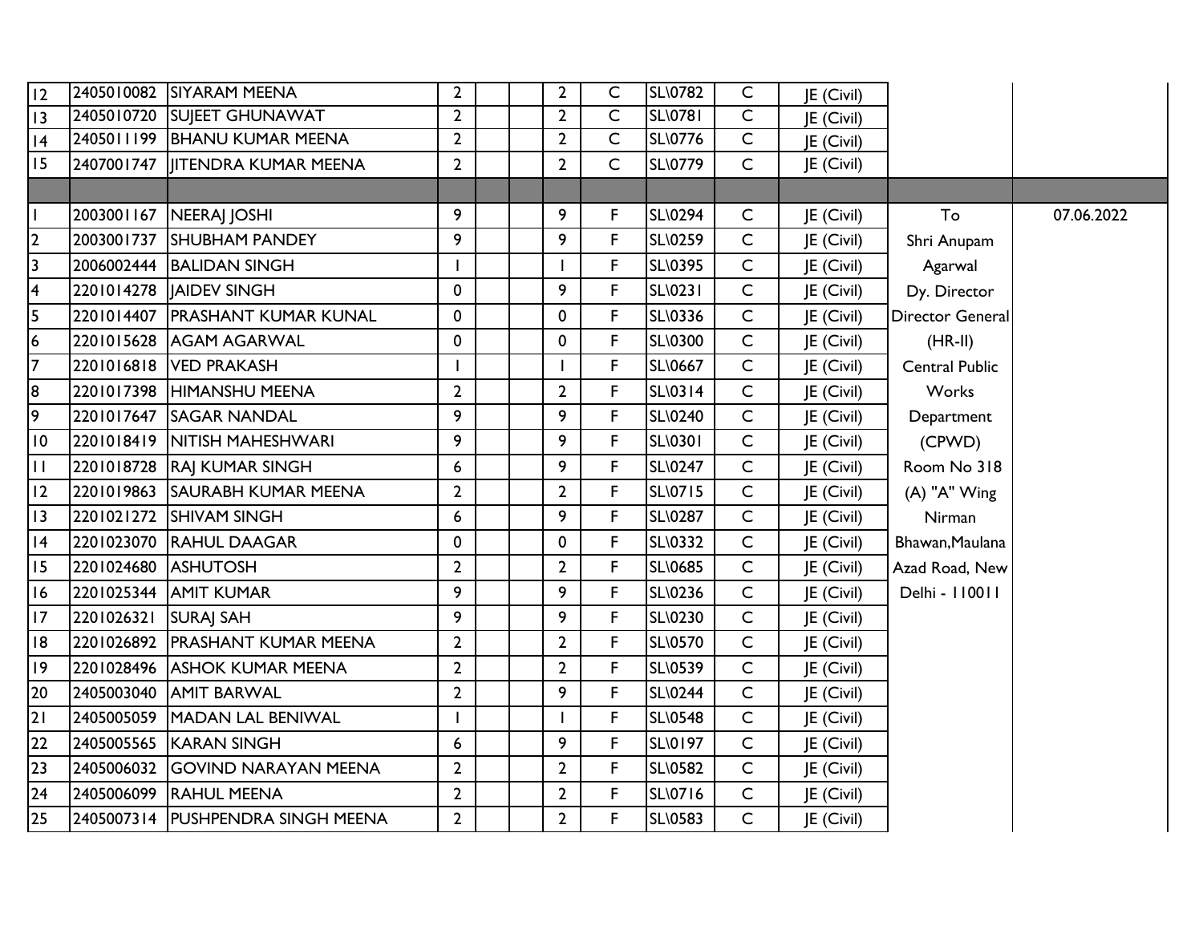| | | | | | | | | | | | | |
|---|---|---|---|---|---|---|---|---|---|---|---|---|
| 12 | 2405010082 | SIYARAM MEENA | 2 | | | 2 | C | SL\0782 | C | JE (Civil) | | |
| 13 | 2405010720 | SUJEET GHUNAWAT | 2 | | | 2 | C | SL\0781 | C | JE (Civil) | | |
| 14 | 2405011199 | BHANU KUMAR MEENA | 2 | | | 2 | C | SL\0776 | C | JE (Civil) | | |
| 15 | 2407001747 | JITENDRA KUMAR MEENA | 2 | | | 2 | C | SL\0779 | C | JE (Civil) | | |
| | | | | | | | | | | | | |
| 1 | 2003001167 | NEERAJ JOSHI | 9 | | | 9 | F | SL\0294 | C | JE (Civil) | To | 07.06.2022 |
| 2 | 2003001737 | SHUBHAM PANDEY | 9 | | | 9 | F | SL\0259 | C | JE (Civil) | Shri Anupam | |
| 3 | 2006002444 | BALIDAN SINGH | 1 | | | 1 | F | SL\0395 | C | JE (Civil) | Agarwal | |
| 4 | 2201014278 | JAIDEV SINGH | 0 | | | 9 | F | SL\0231 | C | JE (Civil) | Dy. Director | |
| 5 | 2201014407 | PRASHANT KUMAR KUNAL | 0 | | | 0 | F | SL\0336 | C | JE (Civil) | Director General | |
| 6 | 2201015628 | AGAM AGARWAL | 0 | | | 0 | F | SL\0300 | C | JE (Civil) | (HR-II) | |
| 7 | 2201016818 | VED PRAKASH | 1 | | | 1 | F | SL\0667 | C | JE (Civil) | Central Public | |
| 8 | 2201017398 | HIMANSHU MEENA | 2 | | | 2 | F | SL\0314 | C | JE (Civil) | Works | |
| 9 | 2201017647 | SAGAR NANDAL | 9 | | | 9 | F | SL\0240 | C | JE (Civil) | Department | |
| 10 | 2201018419 | NITISH MAHESHWARI | 9 | | | 9 | F | SL\0301 | C | JE (Civil) | (CPWD) | |
| 11 | 2201018728 | RAJ KUMAR SINGH | 6 | | | 9 | F | SL\0247 | C | JE (Civil) | Room No 318 | |
| 12 | 2201019863 | SAURABH KUMAR MEENA | 2 | | | 2 | F | SL\0715 | C | JE (Civil) | (A) "A" Wing | |
| 13 | 2201021272 | SHIVAM SINGH | 6 | | | 9 | F | SL\0287 | C | JE (Civil) | Nirman | |
| 14 | 2201023070 | RAHUL DAAGAR | 0 | | | 0 | F | SL\0332 | C | JE (Civil) | Bhawan,Maulana | |
| 15 | 2201024680 | ASHUTOSH | 2 | | | 2 | F | SL\0685 | C | JE (Civil) | Azad Road, New | |
| 16 | 2201025344 | AMIT KUMAR | 9 | | | 9 | F | SL\0236 | C | JE (Civil) | Delhi - 110011 | |
| 17 | 2201026321 | SURAJ SAH | 9 | | | 9 | F | SL\0230 | C | JE (Civil) | | |
| 18 | 2201026892 | PRASHANT KUMAR MEENA | 2 | | | 2 | F | SL\0570 | C | JE (Civil) | | |
| 19 | 2201028496 | ASHOK KUMAR MEENA | 2 | | | 2 | F | SL\0539 | C | JE (Civil) | | |
| 20 | 2405003040 | AMIT BARWAL | 2 | | | 9 | F | SL\0244 | C | JE (Civil) | | |
| 21 | 2405005059 | MADAN LAL BENIWAL | 1 | | | 1 | F | SL\0548 | C | JE (Civil) | | |
| 22 | 2405005565 | KARAN SINGH | 6 | | | 9 | F | SL\0197 | C | JE (Civil) | | |
| 23 | 2405006032 | GOVIND NARAYAN MEENA | 2 | | | 2 | F | SL\0582 | C | JE (Civil) | | |
| 24 | 2405006099 | RAHUL MEENA | 2 | | | 2 | F | SL\0716 | C | JE (Civil) | | |
| 25 | 2405007314 | PUSHPENDRA SINGH MEENA | 2 | | | 2 | F | SL\0583 | C | JE (Civil) | | |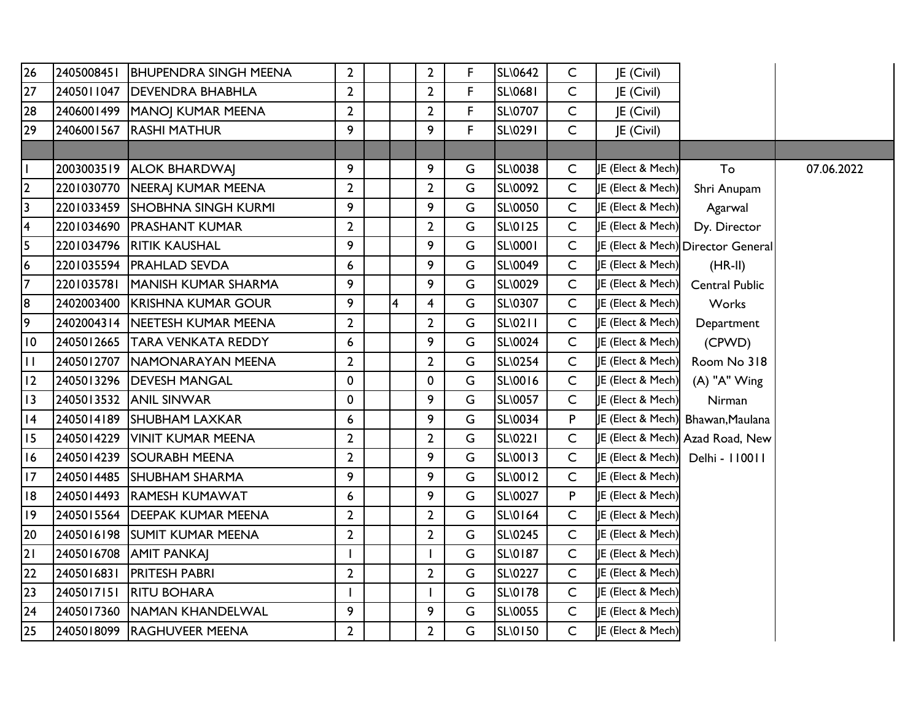| | | | | | | | | | | | | |
|---|---|---|---|---|---|---|---|---|---|---|---|---|
| 26 | 2405008451 | BHUPENDRA SINGH MEENA | 2 | | | 2 | F | SL\0642 | C | JE (Civil) | | |
| 27 | 2405011047 | DEVENDRA BHABHLA | 2 | | | 2 | F | SL\0681 | C | JE (Civil) | | |
| 28 | 2406001499 | MANOJ KUMAR MEENA | 2 | | | 2 | F | SL\0707 | C | JE (Civil) | | |
| 29 | 2406001567 | RASHI MATHUR | 9 | | | 9 | F | SL\0291 | C | JE (Civil) | | |
| | | | | | | | | | | | | |
| 1 | 2003003519 | ALOK BHARDWAJ | 9 | | | 9 | G | SL\0038 | C | JE (Elect & Mech) | To | 07.06.2022 |
| 2 | 2201030770 | NEERAJ KUMAR MEENA | 2 | | | 2 | G | SL\0092 | C | JE (Elect & Mech) | Shri Anupam | |
| 3 | 2201033459 | SHOBHNA SINGH KURMI | 9 | | | 9 | G | SL\0050 | C | JE (Elect & Mech) | Agarwal | |
| 4 | 2201034690 | PRASHANT KUMAR | 2 | | | 2 | G | SL\0125 | C | JE (Elect & Mech) | Dy. Director | |
| 5 | 2201034796 | RITIK KAUSHAL | 9 | | | 9 | G | SL\0001 | C | JE (Elect & Mech) | Director General | |
| 6 | 2201035594 | PRAHLAD SEVDA | 6 | | | 9 | G | SL\0049 | C | JE (Elect & Mech) | (HR-II) | |
| 7 | 2201035781 | MANISH KUMAR SHARMA | 9 | | | 9 | G | SL\0029 | C | JE (Elect & Mech) | Central Public | |
| 8 | 2402003400 | KRISHNA KUMAR GOUR | 9 | 4 | | 4 | G | SL\0307 | C | JE (Elect & Mech) | Works | |
| 9 | 2402004314 | NEETESH KUMAR MEENA | 2 | | | 2 | G | SL\0211 | C | JE (Elect & Mech) | Department | |
| 10 | 2405012665 | TARA VENKATA REDDY | 6 | | | 9 | G | SL\0024 | C | JE (Elect & Mech) | (CPWD) | |
| 11 | 2405012707 | NAMONARAYAN MEENA | 2 | | | 2 | G | SL\0254 | C | JE (Elect & Mech) | Room No 318 | |
| 12 | 2405013296 | DEVESH MANGAL | 0 | | | 0 | G | SL\0016 | C | JE (Elect & Mech) | (A) "A" Wing | |
| 13 | 2405013532 | ANIL SINWAR | 0 | | | 9 | G | SL\0057 | C | JE (Elect & Mech) | Nirman | |
| 14 | 2405014189 | SHUBHAM LAXKAR | 6 | | | 9 | G | SL\0034 | P | JE (Elect & Mech) | Bhawan,Maulana | |
| 15 | 2405014229 | VINIT KUMAR MEENA | 2 | | | 2 | G | SL\0221 | C | JE (Elect & Mech) | Azad Road, New | |
| 16 | 2405014239 | SOURABH MEENA | 2 | | | 9 | G | SL\0013 | C | JE (Elect & Mech) | Delhi - 110011 | |
| 17 | 2405014485 | SHUBHAM SHARMA | 9 | | | 9 | G | SL\0012 | C | JE (Elect & Mech) | | |
| 18 | 2405014493 | RAMESH KUMAWAT | 6 | | | 9 | G | SL\0027 | P | JE (Elect & Mech) | | |
| 19 | 2405015564 | DEEPAK KUMAR MEENA | 2 | | | 2 | G | SL\0164 | C | JE (Elect & Mech) | | |
| 20 | 2405016198 | SUMIT KUMAR MEENA | 2 | | | 2 | G | SL\0245 | C | JE (Elect & Mech) | | |
| 21 | 2405016708 | AMIT PANKAJ | 1 | | | 1 | G | SL\0187 | C | JE (Elect & Mech) | | |
| 22 | 2405016831 | PRITESH PABRI | 2 | | | 2 | G | SL\0227 | C | JE (Elect & Mech) | | |
| 23 | 2405017151 | RITU BOHARA | 1 | | | 1 | G | SL\0178 | C | JE (Elect & Mech) | | |
| 24 | 2405017360 | NAMAN KHANDELWAL | 9 | | | 9 | G | SL\0055 | C | JE (Elect & Mech) | | |
| 25 | 2405018099 | RAGHUVEER MEENA | 2 | | | 2 | G | SL\0150 | C | JE (Elect & Mech) | | |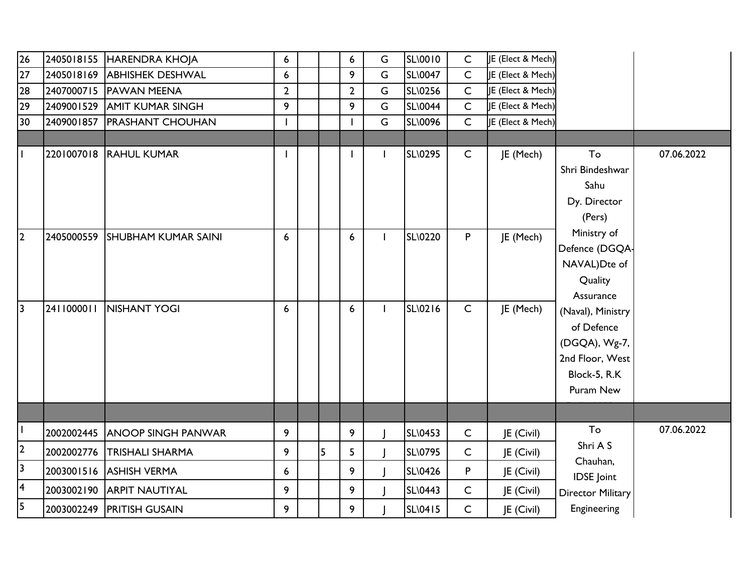| | | | | | | | | | | | | |
|---|---|---|---|---|---|---|---|---|---|---|---|---|
| 26 | 2405018155 | HARENDRA KHOJA | 6 | | | 6 | G | SL\0010 | C | JE (Elect & Mech) | | |
| 27 | 2405018169 | ABHISHEK DESHWAL | 6 | | | 9 | G | SL\0047 | C | JE (Elect & Mech) | | |
| 28 | 2407000715 | PAWAN MEENA | 2 | | | 2 | G | SL\0256 | C | JE (Elect & Mech) | | |
| 29 | 2409001529 | AMIT KUMAR SINGH | 9 | | | 9 | G | SL\0044 | C | JE (Elect & Mech) | | |
| 30 | 2409001857 | PRASHANT CHOUHAN | 1 | | | 1 | G | SL\0096 | C | JE (Elect & Mech) | | |
| | | | | | | | | | | | | |
| 1 | 2201007018 | RAHUL KUMAR | 1 | | | 1 | I | SL\0295 | C | JE (Mech) | To Shri Bindeshwar Sahu Dy. Director (Pers) Ministry of Defence (DGQA-NAVAL)Dte of Quality Assurance (Naval), Ministry of Defence (DGQA), Wg-7, 2nd Floor, West Block-5, R.K Puram New | 07.06.2022 |
| 2 | 2405000559 | SHUBHAM KUMAR SAINI | 6 | | | 6 | I | SL\0220 | P | JE (Mech) | | |
| 3 | 2411000011 | NISHANT YOGI | 6 | | | 6 | I | SL\0216 | C | JE (Mech) | | |
| | | | | | | | | | | | | |
| 1 | 2002002445 | ANOOP SINGH PANWAR | 9 | | | 9 | J | SL\0453 | C | JE (Civil) | To Shri A S Chauhan, IDSE Joint Director Military Engineering | 07.06.2022 |
| 2 | 2002002776 | TRISHALI SHARMA | 9 | | 5 | 5 | J | SL\0795 | C | JE (Civil) | | |
| 3 | 2003001516 | ASHISH VERMA | 6 | | | 9 | J | SL\0426 | P | JE (Civil) | | |
| 4 | 2003002190 | ARPIT NAUTIYAL | 9 | | | 9 | J | SL\0443 | C | JE (Civil) | | |
| 5 | 2003002249 | PRITISH GUSAIN | 9 | | | 9 | J | SL\0415 | C | JE (Civil) | | |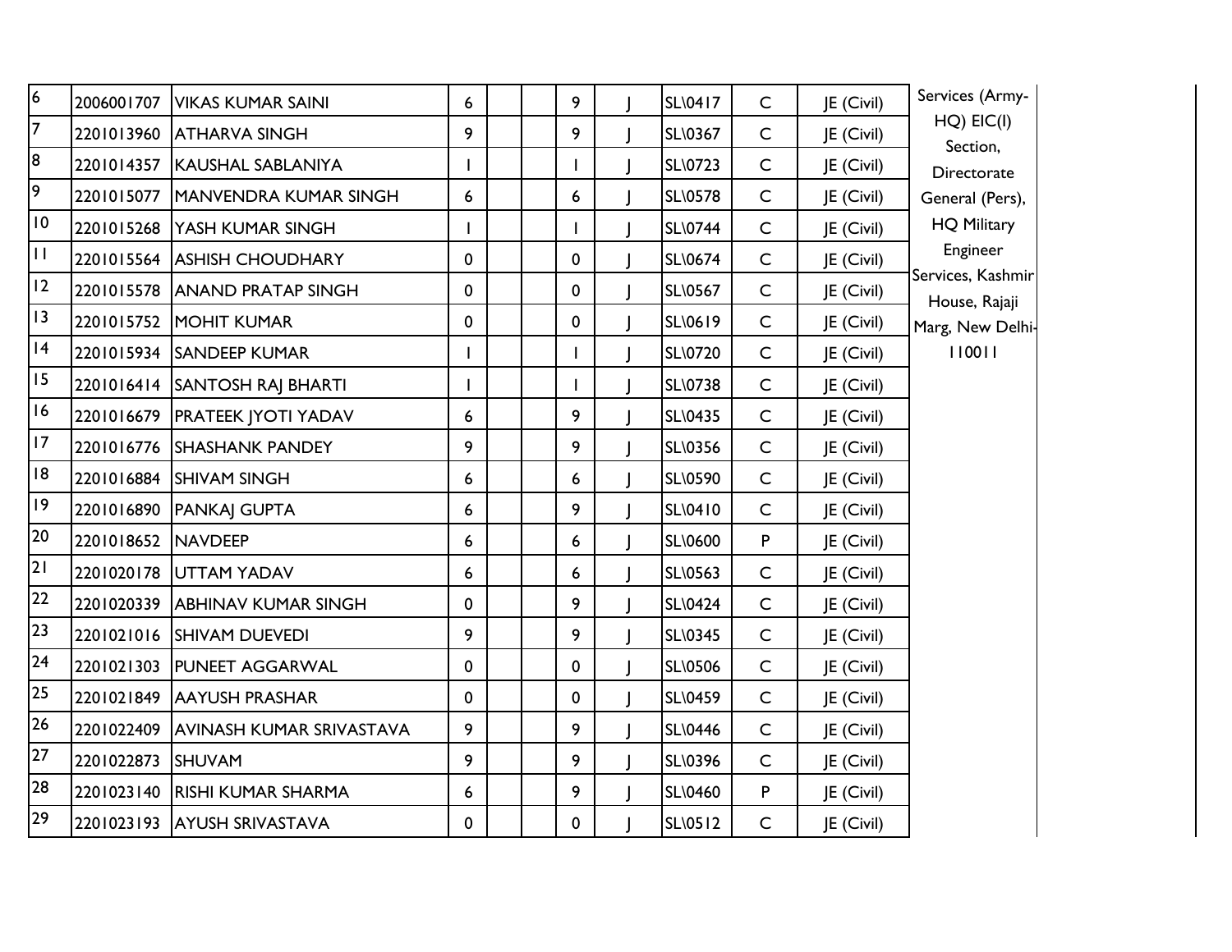| | | | | | | | | | | | | |
|---|---|---|---|---|---|---|---|---|---|---|---|---|
| 6 | 2006001707 | VIKAS KUMAR SAINI | 6 | | | 9 | J | SL\0417 | C | JE (Civil) | Services (Army-HQ) EIC(I) Section, Directorate General (Pers), HQ Military Engineer Services, Kashmir House, Rajaji Marg, New Delhi-110011 | |
| 7 | 2201013960 | ATHARVA SINGH | 9 | | | 9 | J | SL\0367 | C | JE (Civil) | | |
| 8 | 2201014357 | KAUSHAL SABLANIYA | 1 | | | 1 | J | SL\0723 | C | JE (Civil) | | |
| 9 | 2201015077 | MANVENDRA KUMAR SINGH | 6 | | | 6 | J | SL\0578 | C | JE (Civil) | | |
| 10 | 2201015268 | YASH KUMAR SINGH | 1 | | | 1 | J | SL\0744 | C | JE (Civil) | | |
| 11 | 2201015564 | ASHISH CHOUDHARY | 0 | | | 0 | J | SL\0674 | C | JE (Civil) | | |
| 12 | 2201015578 | ANAND PRATAP SINGH | 0 | | | 0 | J | SL\0567 | C | JE (Civil) | | |
| 13 | 2201015752 | MOHIT KUMAR | 0 | | | 0 | J | SL\0619 | C | JE (Civil) | | |
| 14 | 2201015934 | SANDEEP KUMAR | 1 | | | 1 | J | SL\0720 | C | JE (Civil) | | |
| 15 | 2201016414 | SANTOSH RAJ BHARTI | 1 | | | 1 | J | SL\0738 | C | JE (Civil) | | |
| 16 | 2201016679 | PRATEEK JYOTI YADAV | 6 | | | 9 | J | SL\0435 | C | JE (Civil) | | |
| 17 | 2201016776 | SHASHANK PANDEY | 9 | | | 9 | J | SL\0356 | C | JE (Civil) | | |
| 18 | 2201016884 | SHIVAM SINGH | 6 | | | 6 | J | SL\0590 | C | JE (Civil) | | |
| 19 | 2201016890 | PANKAJ GUPTA | 6 | | | 9 | J | SL\0410 | C | JE (Civil) | | |
| 20 | 2201018652 | NAVDEEP | 6 | | | 6 | J | SL\0600 | P | JE (Civil) | | |
| 21 | 2201020178 | UTTAM YADAV | 6 | | | 6 | J | SL\0563 | C | JE (Civil) | | |
| 22 | 2201020339 | ABHINAV KUMAR SINGH | 0 | | | 9 | J | SL\0424 | C | JE (Civil) | | |
| 23 | 2201021016 | SHIVAM DUEVEDI | 9 | | | 9 | J | SL\0345 | C | JE (Civil) | | |
| 24 | 2201021303 | PUNEET AGGARWAL | 0 | | | 0 | J | SL\0506 | C | JE (Civil) | | |
| 25 | 2201021849 | AAYUSH PRASHAR | 0 | | | 0 | J | SL\0459 | C | JE (Civil) | | |
| 26 | 2201022409 | AVINASH KUMAR SRIVASTAVA | 9 | | | 9 | J | SL\0446 | C | JE (Civil) | | |
| 27 | 2201022873 | SHUVAM | 9 | | | 9 | J | SL\0396 | C | JE (Civil) | | |
| 28 | 2201023140 | RISHI KUMAR SHARMA | 6 | | | 9 | J | SL\0460 | P | JE (Civil) | | |
| 29 | 2201023193 | AYUSH SRIVASTAVA | 0 | | | 0 | J | SL\0512 | C | JE (Civil) | | |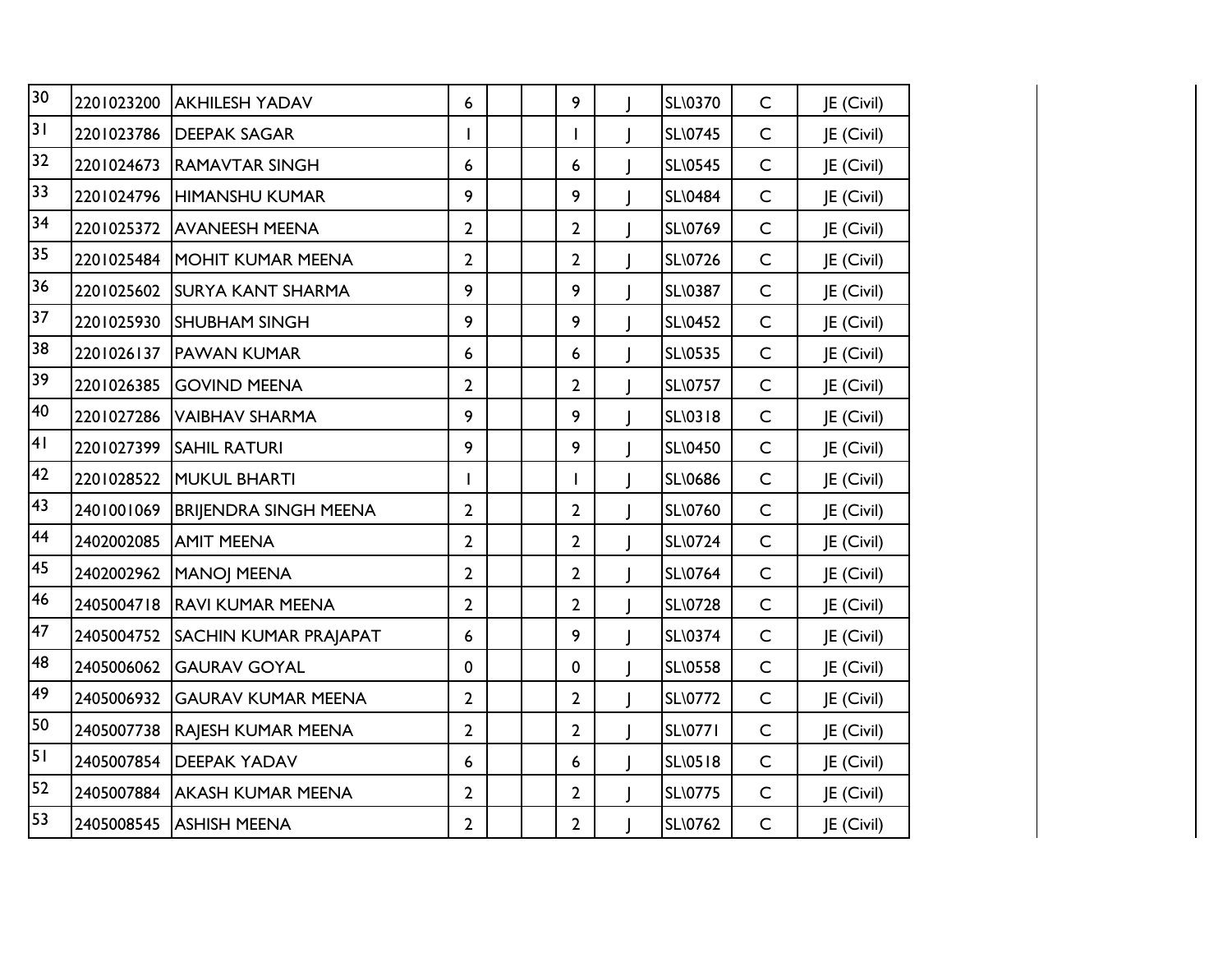| | | | | | | | | | | |
|---|---|---|---|---|---|---|---|---|---|---|
| 30 | 2201023200 | AKHILESH YADAV | 6 | | | 9 | J | SL\0370 | C | JE (Civil) |
| 31 | 2201023786 | DEEPAK SAGAR | 1 | | | 1 | J | SL\0745 | C | JE (Civil) |
| 32 | 2201024673 | RAMAVTAR SINGH | 6 | | | 6 | J | SL\0545 | C | JE (Civil) |
| 33 | 2201024796 | HIMANSHU KUMAR | 9 | | | 9 | J | SL\0484 | C | JE (Civil) |
| 34 | 2201025372 | AVANEESH MEENA | 2 | | | 2 | J | SL\0769 | C | JE (Civil) |
| 35 | 2201025484 | MOHIT KUMAR MEENA | 2 | | | 2 | J | SL\0726 | C | JE (Civil) |
| 36 | 2201025602 | SURYA KANT SHARMA | 9 | | | 9 | J | SL\0387 | C | JE (Civil) |
| 37 | 2201025930 | SHUBHAM SINGH | 9 | | | 9 | J | SL\0452 | C | JE (Civil) |
| 38 | 2201026137 | PAWAN KUMAR | 6 | | | 6 | J | SL\0535 | C | JE (Civil) |
| 39 | 2201026385 | GOVIND MEENA | 2 | | | 2 | J | SL\0757 | C | JE (Civil) |
| 40 | 2201027286 | VAIBHAV SHARMA | 9 | | | 9 | J | SL\0318 | C | JE (Civil) |
| 41 | 2201027399 | SAHIL RATURI | 9 | | | 9 | J | SL\0450 | C | JE (Civil) |
| 42 | 2201028522 | MUKUL BHARTI | 1 | | | 1 | J | SL\0686 | C | JE (Civil) |
| 43 | 2401001069 | BRIJENDRA SINGH MEENA | 2 | | | 2 | J | SL\0760 | C | JE (Civil) |
| 44 | 2402002085 | AMIT MEENA | 2 | | | 2 | J | SL\0724 | C | JE (Civil) |
| 45 | 2402002962 | MANOJ MEENA | 2 | | | 2 | J | SL\0764 | C | JE (Civil) |
| 46 | 2405004718 | RAVI KUMAR MEENA | 2 | | | 2 | J | SL\0728 | C | JE (Civil) |
| 47 | 2405004752 | SACHIN KUMAR PRAJAPAT | 6 | | | 9 | J | SL\0374 | C | JE (Civil) |
| 48 | 2405006062 | GAURAV GOYAL | 0 | | | 0 | J | SL\0558 | C | JE (Civil) |
| 49 | 2405006932 | GAURAV KUMAR MEENA | 2 | | | 2 | J | SL\0772 | C | JE (Civil) |
| 50 | 2405007738 | RAJESH KUMAR MEENA | 2 | | | 2 | J | SL\0771 | C | JE (Civil) |
| 51 | 2405007854 | DEEPAK YADAV | 6 | | | 6 | J | SL\0518 | C | JE (Civil) |
| 52 | 2405007884 | AKASH KUMAR MEENA | 2 | | | 2 | J | SL\0775 | C | JE (Civil) |
| 53 | 2405008545 | ASHISH MEENA | 2 | | | 2 | J | SL\0762 | C | JE (Civil) |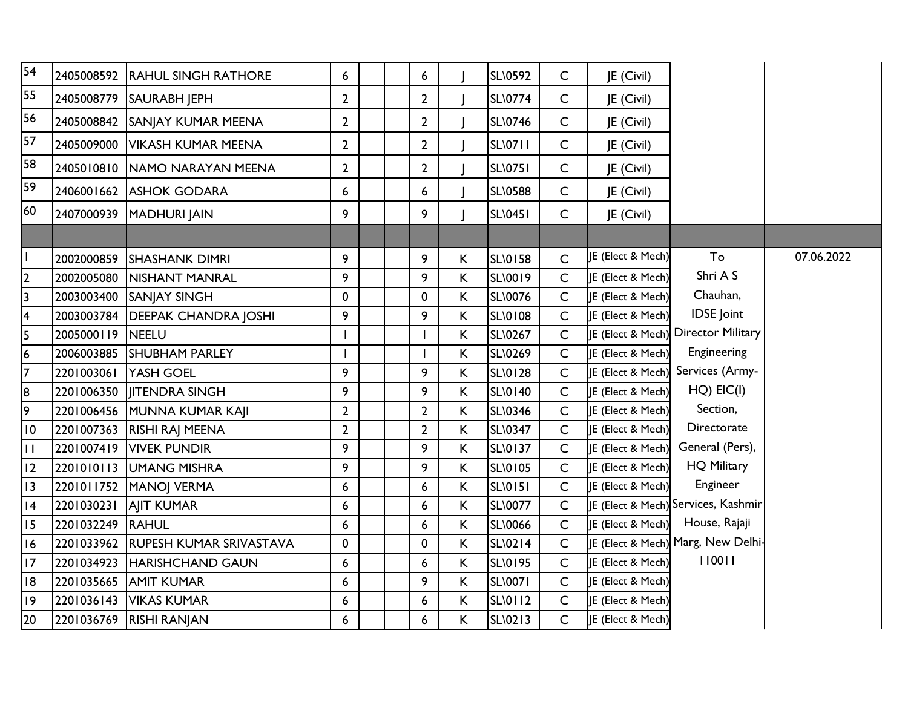| | | | | | | | | | | | | |
|---|---|---|---|---|---|---|---|---|---|---|---|---|
| 54 | 2405008592 | RAHUL SINGH RATHORE | 6 | | | 6 | J | SL\0592 | C | JE (Civil) | | |
| 55 | 2405008779 | SAURABH JEPH | 2 | | | 2 | J | SL\0774 | C | JE (Civil) | | |
| 56 | 2405008842 | SANJAY KUMAR MEENA | 2 | | | 2 | J | SL\0746 | C | JE (Civil) | | |
| 57 | 2405009000 | VIKASH KUMAR MEENA | 2 | | | 2 | J | SL\0711 | C | JE (Civil) | | |
| 58 | 2405010810 | NAMO NARAYAN MEENA | 2 | | | 2 | J | SL\0751 | C | JE (Civil) | | |
| 59 | 2406001662 | ASHOK GODARA | 6 | | | 6 | J | SL\0588 | C | JE (Civil) | | |
| 60 | 2407000939 | MADHURI JAIN | 9 | | | 9 | J | SL\0451 | C | JE (Civil) | | |
| | | | | | | | | | | | | |
| 1 | 2002000859 | SHASHANK DIMRI | 9 | | | 9 | K | SL\0158 | C | JE (Elect & Mech) | To Shri A S Chauhan, IDSE Joint Director Military Engineering Services (Army-HQ) EIC(I) Section, Directorate General (Pers), HQ Military Engineer Services, Kashmir House, Rajaji Marg, New Delhi-110011 | 07.06.2022 |
| 2 | 2002005080 | NISHANT MANRAL | 9 | | | 9 | K | SL\0019 | C | JE (Elect & Mech) | | |
| 3 | 2003003400 | SANJAY SINGH | 0 | | | 0 | K | SL\0076 | C | JE (Elect & Mech) | | |
| 4 | 2003003784 | DEEPAK CHANDRA JOSHI | 9 | | | 9 | K | SL\0108 | C | JE (Elect & Mech) | | |
| 5 | 2005000119 | NEELU | 1 | | | 1 | K | SL\0267 | C | JE (Elect & Mech) | | |
| 6 | 2006003885 | SHUBHAM PARLEY | 1 | | | 1 | K | SL\0269 | C | JE (Elect & Mech) | | |
| 7 | 2201003061 | YASH GOEL | 9 | | | 9 | K | SL\0128 | C | JE (Elect & Mech) | | |
| 8 | 2201006350 | JITENDRA SINGH | 9 | | | 9 | K | SL\0140 | C | JE (Elect & Mech) | | |
| 9 | 2201006456 | MUNNA KUMAR KAJI | 2 | | | 2 | K | SL\0346 | C | JE (Elect & Mech) | | |
| 10 | 2201007363 | RISHI RAJ MEENA | 2 | | | 2 | K | SL\0347 | C | JE (Elect & Mech) | | |
| 11 | 2201007419 | VIVEK PUNDIR | 9 | | | 9 | K | SL\0137 | C | JE (Elect & Mech) | | |
| 12 | 2201010113 | UMANG MISHRA | 9 | | | 9 | K | SL\0105 | C | JE (Elect & Mech) | | |
| 13 | 2201011752 | MANOJ VERMA | 6 | | | 6 | K | SL\0151 | C | JE (Elect & Mech) | | |
| 14 | 2201030231 | AJIT KUMAR | 6 | | | 6 | K | SL\0077 | C | JE (Elect & Mech) | | |
| 15 | 2201032249 | RAHUL | 6 | | | 6 | K | SL\0066 | C | JE (Elect & Mech) | | |
| 16 | 2201033962 | RUPESH KUMAR SRIVASTAVA | 0 | | | 0 | K | SL\0214 | C | JE (Elect & Mech) | | |
| 17 | 2201034923 | HARISHCHAND GAUN | 6 | | | 6 | K | SL\0195 | C | JE (Elect & Mech) | | |
| 18 | 2201035665 | AMIT KUMAR | 6 | | | 9 | K | SL\0071 | C | JE (Elect & Mech) | | |
| 19 | 2201036143 | VIKAS KUMAR | 6 | | | 6 | K | SL\0112 | C | JE (Elect & Mech) | | |
| 20 | 2201036769 | RISHI RANJAN | 6 | | | 6 | K | SL\0213 | C | JE (Elect & Mech) | | |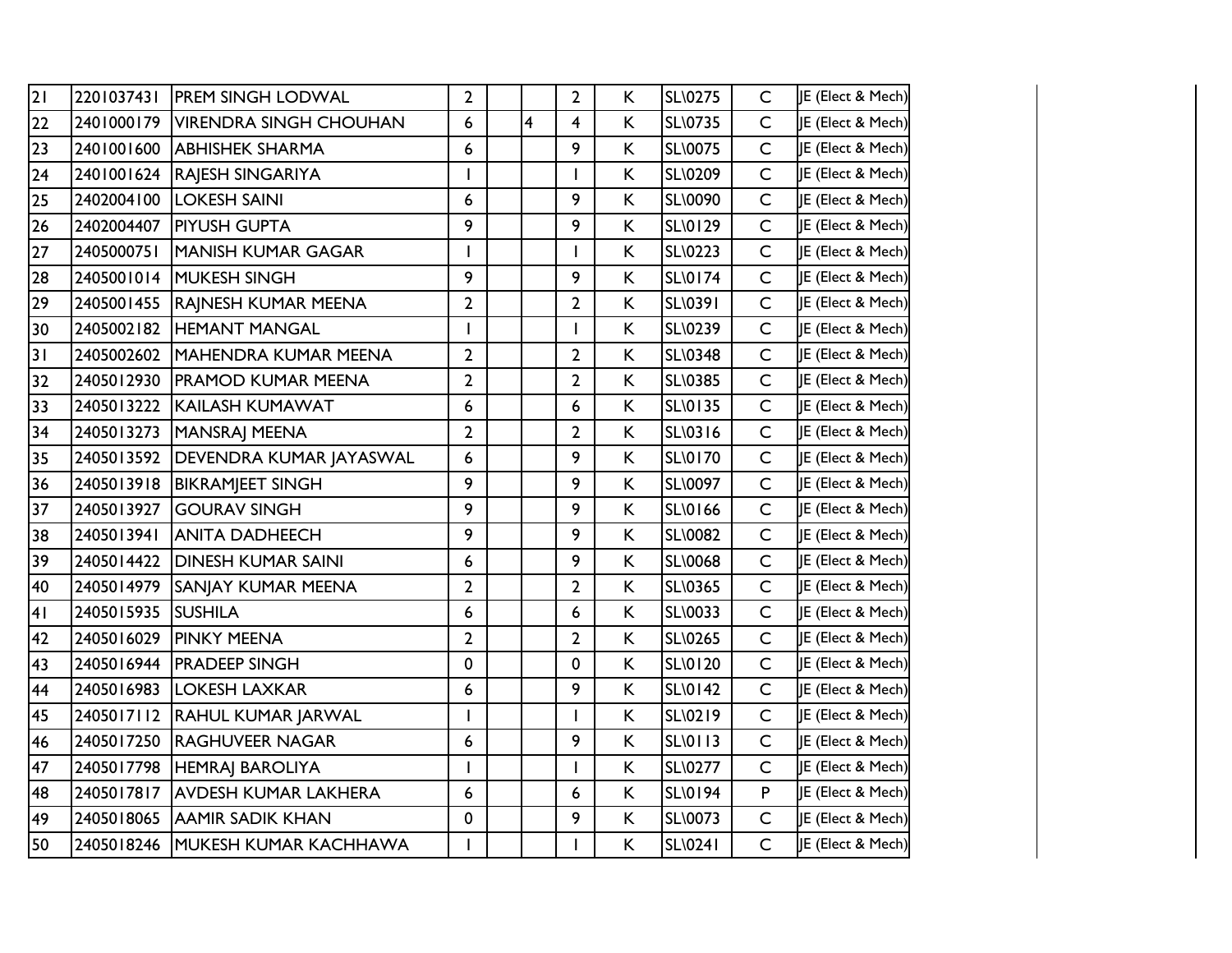| | | | | | | | | | | | |
|---|---|---|---|---|---|---|---|---|---|---|---|
| 21 | 2201037431 | PREM SINGH LODWAL | 2 | | | 2 | K | SL\0275 | C | JE (Elect & Mech) | |
| 22 | 2401000179 | VIRENDRA SINGH CHOUHAN | 6 | | 4 | 4 | K | SL\0735 | C | JE (Elect & Mech) | |
| 23 | 2401001600 | ABHISHEK SHARMA | 6 | | | 9 | K | SL\0075 | C | JE (Elect & Mech) | |
| 24 | 2401001624 | RAJESH SINGARIYA | 1 | | | 1 | K | SL\0209 | C | JE (Elect & Mech) | |
| 25 | 2402004100 | LOKESH SAINI | 6 | | | 9 | K | SL\0090 | C | JE (Elect & Mech) | |
| 26 | 2402004407 | PIYUSH GUPTA | 9 | | | 9 | K | SL\0129 | C | JE (Elect & Mech) | |
| 27 | 2405000751 | MANISH KUMAR GAGAR | 1 | | | 1 | K | SL\0223 | C | JE (Elect & Mech) | |
| 28 | 2405001014 | MUKESH SINGH | 9 | | | 9 | K | SL\0174 | C | JE (Elect & Mech) | |
| 29 | 2405001455 | RAJNESH KUMAR MEENA | 2 | | | 2 | K | SL\0391 | C | JE (Elect & Mech) | |
| 30 | 2405002182 | HEMANT MANGAL | 1 | | | 1 | K | SL\0239 | C | JE (Elect & Mech) | |
| 31 | 2405002602 | MAHENDRA KUMAR MEENA | 2 | | | 2 | K | SL\0348 | C | JE (Elect & Mech) | |
| 32 | 2405012930 | PRAMOD KUMAR MEENA | 2 | | | 2 | K | SL\0385 | C | JE (Elect & Mech) | |
| 33 | 2405013222 | KAILASH KUMAWAT | 6 | | | 6 | K | SL\0135 | C | JE (Elect & Mech) | |
| 34 | 2405013273 | MANSRAJ MEENA | 2 | | | 2 | K | SL\0316 | C | JE (Elect & Mech) | |
| 35 | 2405013592 | DEVENDRA KUMAR JAYASWAL | 6 | | | 9 | K | SL\0170 | C | JE (Elect & Mech) | |
| 36 | 2405013918 | BIKRAMJEET SINGH | 9 | | | 9 | K | SL\0097 | C | JE (Elect & Mech) | |
| 37 | 2405013927 | GOURAV SINGH | 9 | | | 9 | K | SL\0166 | C | JE (Elect & Mech) | |
| 38 | 2405013941 | ANITA DADHEECH | 9 | | | 9 | K | SL\0082 | C | JE (Elect & Mech) | |
| 39 | 2405014422 | DINESH KUMAR SAINI | 6 | | | 9 | K | SL\0068 | C | JE (Elect & Mech) | |
| 40 | 2405014979 | SANJAY KUMAR MEENA | 2 | | | 2 | K | SL\0365 | C | JE (Elect & Mech) | |
| 41 | 2405015935 | SUSHILA | 6 | | | 6 | K | SL\0033 | C | JE (Elect & Mech) | |
| 42 | 2405016029 | PINKY MEENA | 2 | | | 2 | K | SL\0265 | C | JE (Elect & Mech) | |
| 43 | 2405016944 | PRADEEP SINGH | 0 | | | 0 | K | SL\0120 | C | JE (Elect & Mech) | |
| 44 | 2405016983 | LOKESH LAXKAR | 6 | | | 9 | K | SL\0142 | C | JE (Elect & Mech) | |
| 45 | 2405017112 | RAHUL KUMAR JARWAL | 1 | | | 1 | K | SL\0219 | C | JE (Elect & Mech) | |
| 46 | 2405017250 | RAGHUVEER NAGAR | 6 | | | 9 | K | SL\0113 | C | JE (Elect & Mech) | |
| 47 | 2405017798 | HEMRAJ BAROLIYA | 1 | | | 1 | K | SL\0277 | C | JE (Elect & Mech) | |
| 48 | 2405017817 | AVDESH KUMAR LAKHERA | 6 | | | 6 | K | SL\0194 | P | JE (Elect & Mech) | |
| 49 | 2405018065 | AAMIR SADIK KHAN | 0 | | | 9 | K | SL\0073 | C | JE (Elect & Mech) | |
| 50 | 2405018246 | MUKESH KUMAR KACHHAWA | 1 | | | 1 | K | SL\0241 | C | JE (Elect & Mech) | |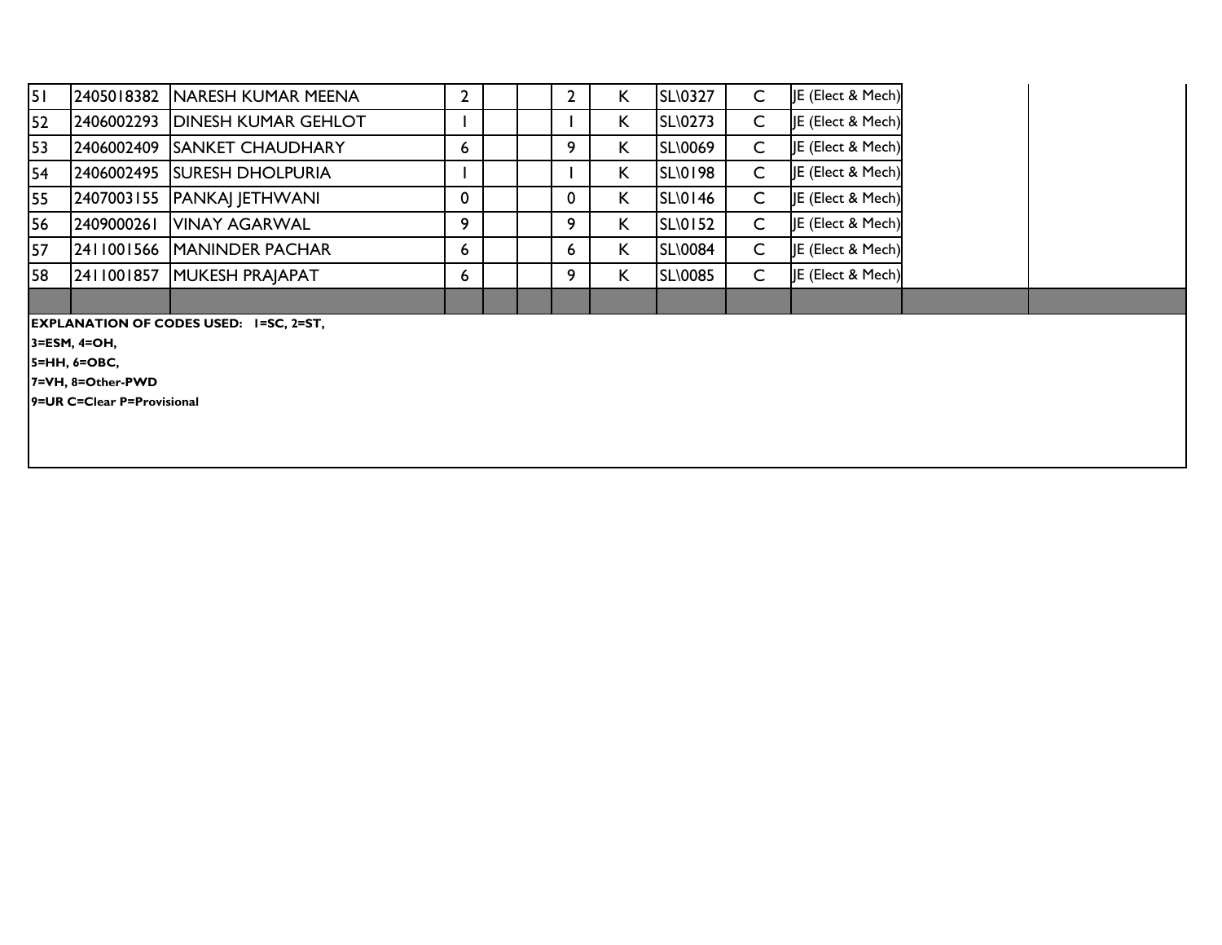| | | | | | | | | | | | | | |
|---|---|---|---|---|---|---|---|---|---|---|---|---|---|
| 51 | 2405018382 | NARESH KUMAR MEENA | 2 | | | 2 | K | SL\0327 | C | JE (Elect & Mech) | | |
| 52 | 2406002293 | DINESH KUMAR GEHLOT | 1 | | | 1 | K | SL\0273 | C | JE (Elect & Mech) | | |
| 53 | 2406002409 | SANKET CHAUDHARY | 6 | | | 9 | K | SL\0069 | C | JE (Elect & Mech) | | |
| 54 | 2406002495 | SURESH DHOLPURIA | 1 | | | 1 | K | SL\0198 | C | JE (Elect & Mech) | | |
| 55 | 2407003155 | PANKAJ JETHWANI | 0 | | | 0 | K | SL\0146 | C | JE (Elect & Mech) | | |
| 56 | 2409000261 | VINAY AGARWAL | 9 | | | 9 | K | SL\0152 | C | JE (Elect & Mech) | | |
| 57 | 2411001566 | MANINDER PACHAR | 6 | | | 6 | K | SL\0084 | C | JE (Elect & Mech) | | |
| 58 | 2411001857 | MUKESH PRAJAPAT | 6 | | | 9 | K | SL\0085 | C | JE (Elect & Mech) | | |

**EXPLANATION OF CODES USED: 1=SC, 2=ST,**
**3=ESM, 4=OH,**
**5=HH, 6=OBC,**
**7=VH, 8=Other-PWD**
**9=UR C=Clear P=Provisional**